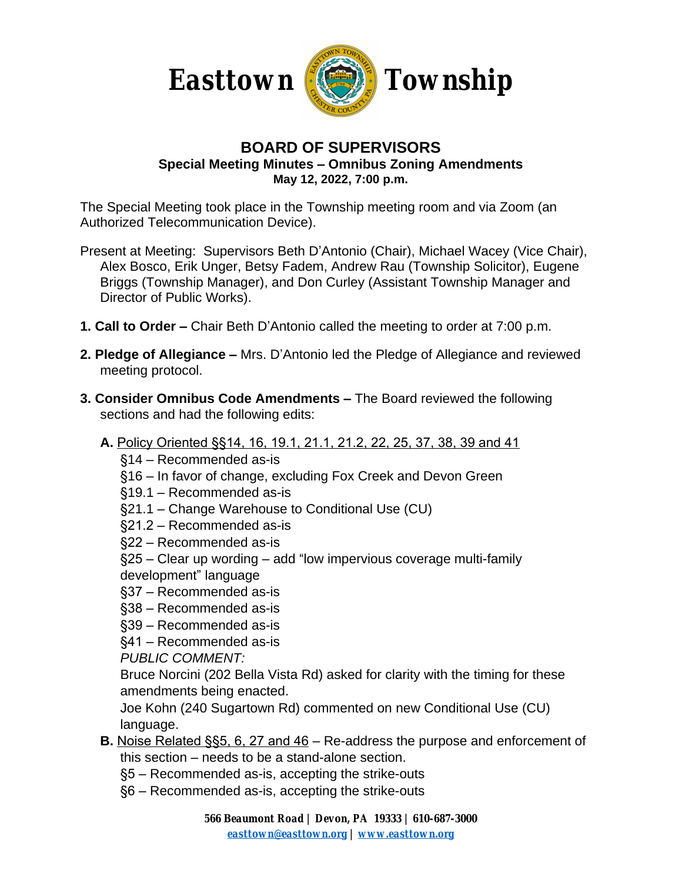# Easttown Township

## BOARD OF SUPERVISORS

**Special Meeting Minutes – Omnibus Zoning Amendments**
**May 12, 2022, 7:00 p.m.**

The Special Meeting took place in the Township meeting room and via Zoom (an Authorized Telecommunication Device).

Present at Meeting: Supervisors Beth D'Antonio (Chair), Michael Wacey (Vice Chair), Alex Bosco, Erik Unger, Betsy Fadem, Andrew Rau (Township Solicitor), Eugene Briggs (Township Manager), and Don Curley (Assistant Township Manager and Director of Public Works).

**1. Call to Order –** Chair Beth D'Antonio called the meeting to order at 7:00 p.m.

**2. Pledge of Allegiance –** Mrs. D'Antonio led the Pledge of Allegiance and reviewed meeting protocol.

**3. Consider Omnibus Code Amendments –** The Board reviewed the following sections and had the following edits:

**A.** Policy Oriented §§14, 16, 19.1, 21.1, 21.2, 22, 25, 37, 38, 39 and 41

§14 – Recommended as-is
§16 – In favor of change, excluding Fox Creek and Devon Green
§19.1 – Recommended as-is
§21.1 – Change Warehouse to Conditional Use (CU)
§21.2 – Recommended as-is
§22 – Recommended as-is
§25 – Clear up wording – add "low impervious coverage multi-family development" language
§37 – Recommended as-is
§38 – Recommended as-is
§39 – Recommended as-is
§41 – Recommended as-is

*PUBLIC COMMENT:*

Bruce Norcini (202 Bella Vista Rd) asked for clarity with the timing for these amendments being enacted.

Joe Kohn (240 Sugartown Rd) commented on new Conditional Use (CU) language.

**B.** Noise Related §§5, 6, 27 and 46 – Re-address the purpose and enforcement of this section – needs to be a stand-alone section.

§5 – Recommended as-is, accepting the strike-outs
§6 – Recommended as-is, accepting the strike-outs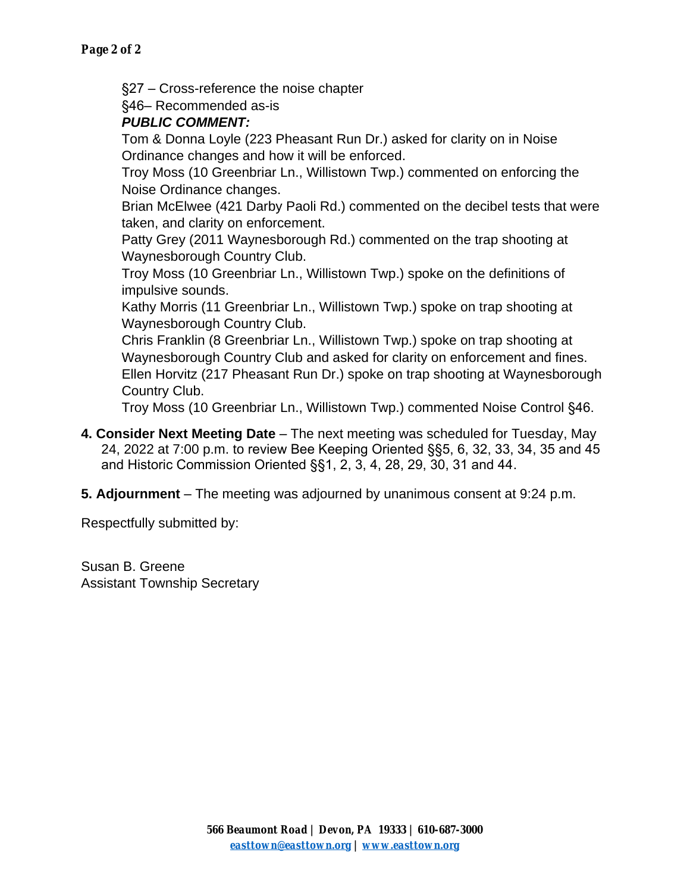§27 – Cross-reference the noise chapter

§46– Recommended as-is

***PUBLIC COMMENT:***

Tom & Donna Loyle (223 Pheasant Run Dr.) asked for clarity on in Noise Ordinance changes and how it will be enforced.

Troy Moss (10 Greenbriar Ln., Willistown Twp.) commented on enforcing the Noise Ordinance changes.

Brian McElwee (421 Darby Paoli Rd.) commented on the decibel tests that were taken, and clarity on enforcement.

Patty Grey (2011 Waynesborough Rd.) commented on the trap shooting at Waynesborough Country Club.

Troy Moss (10 Greenbriar Ln., Willistown Twp.) spoke on the definitions of impulsive sounds.

Kathy Morris (11 Greenbriar Ln., Willistown Twp.) spoke on trap shooting at Waynesborough Country Club.

Chris Franklin (8 Greenbriar Ln., Willistown Twp.) spoke on trap shooting at Waynesborough Country Club and asked for clarity on enforcement and fines.

Ellen Horvitz (217 Pheasant Run Dr.) spoke on trap shooting at Waynesborough Country Club.

Troy Moss (10 Greenbriar Ln., Willistown Twp.) commented Noise Control §46.

**4. Consider Next Meeting Date** – The next meeting was scheduled for Tuesday, May 24, 2022 at 7:00 p.m. to review Bee Keeping Oriented §§5, 6, 32, 33, 34, 35 and 45 and Historic Commission Oriented §§1, 2, 3, 4, 28, 29, 30, 31 and 44.

**5. Adjournment** – The meeting was adjourned by unanimous consent at 9:24 p.m.

Respectfully submitted by:

Susan B. Greene
Assistant Township Secretary

**566 Beaumont Road | Devon, PA 19333 | 610-687-3000**
**easttown@easttown.org | www.easttown.org**